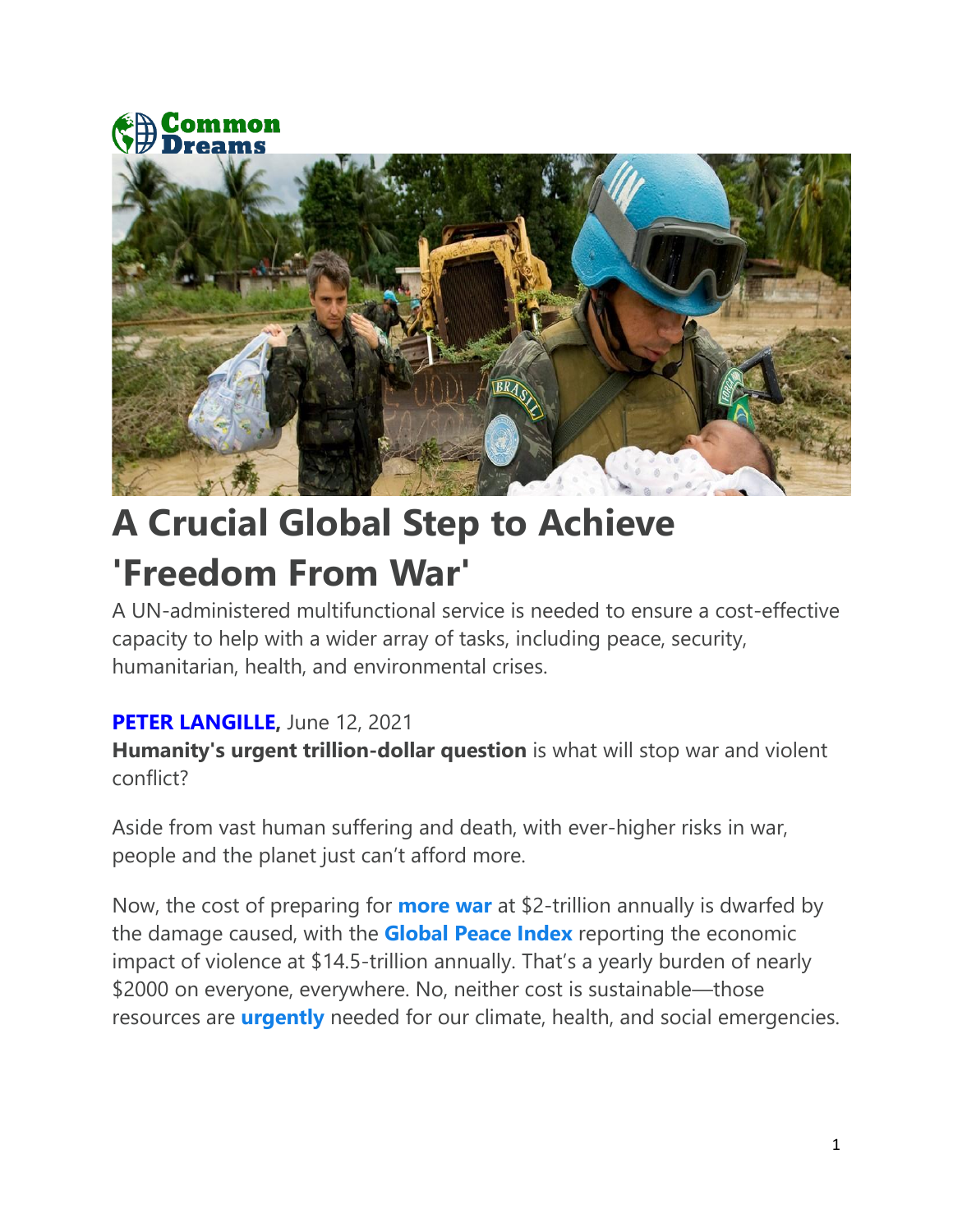Common Dreams

# A Crucial Global Step to Achieve 'Freedom From War'

A UN-administered multifunctional service is needed to ensure a cost-effective capacity to help with a wider array of tasks, including peace, security, humanitarian, health, and environmental crises.

**PETER LANGILLE,** June 12, 2021

**Humanity's urgent trillion-dollar question** is what will stop war and violent conflict?

Aside from vast human suffering and death, with ever-higher risks in war, people and the planet just can't afford more.

Now, the cost of preparing for **more war** at $2-trillion annually is dwarfed by the damage caused, with the **Global Peace Index** reporting the economic impact of violence at $14.5-trillion annually. That's a yearly burden of nearly $2000 on everyone, everywhere. No, neither cost is sustainable—those resources are **urgently** needed for our climate, health, and social emergencies.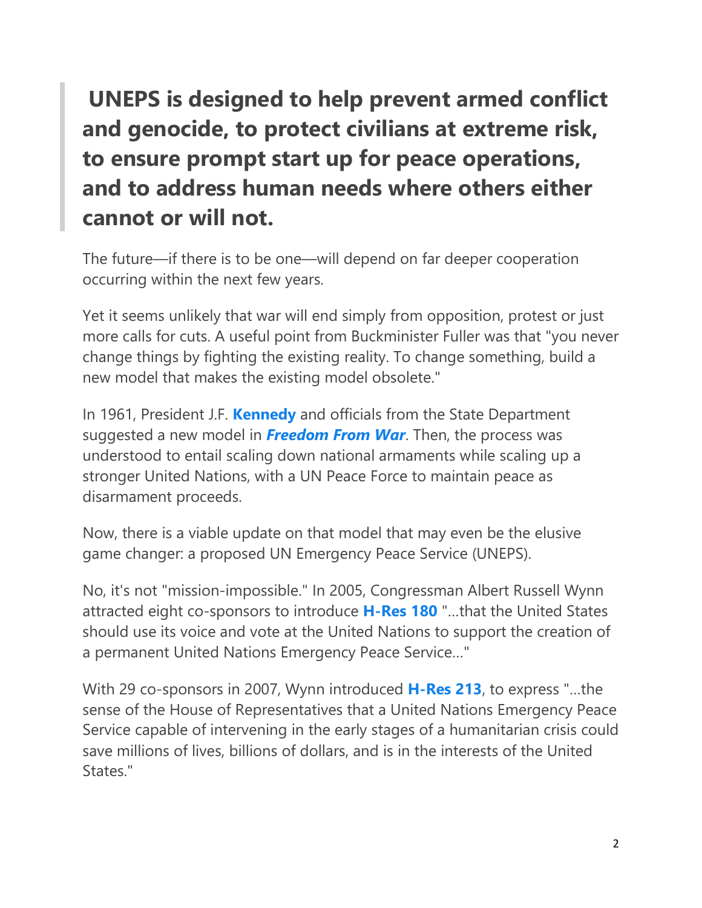> **UNEPS is designed to help prevent armed conflict and genocide, to protect civilians at extreme risk, to ensure prompt start up for peace operations, and to address human needs where others either cannot or will not.**

The future—if there is to be one—will depend on far deeper cooperation occurring within the next few years.

Yet it seems unlikely that war will end simply from opposition, protest or just more calls for cuts. A useful point from Buckminister Fuller was that "you never change things by fighting the existing reality. To change something, build a new model that makes the existing model obsolete."

In 1961, President J.F. **Kennedy** and officials from the State Department suggested a new model in ***Freedom From War***. Then, the process was understood to entail scaling down national armaments while scaling up a stronger United Nations, with a UN Peace Force to maintain peace as disarmament proceeds.

Now, there is a viable update on that model that may even be the elusive game changer: a proposed UN Emergency Peace Service (UNEPS).

No, it's not "mission-impossible." In 2005, Congressman Albert Russell Wynn attracted eight co-sponsors to introduce **H-Res 180** "...that the United States should use its voice and vote at the United Nations to support the creation of a permanent United Nations Emergency Peace Service..."

With 29 co-sponsors in 2007, Wynn introduced **H-Res 213**, to express "...the sense of the House of Representatives that a United Nations Emergency Peace Service capable of intervening in the early stages of a humanitarian crisis could save millions of lives, billions of dollars, and is in the interests of the United States."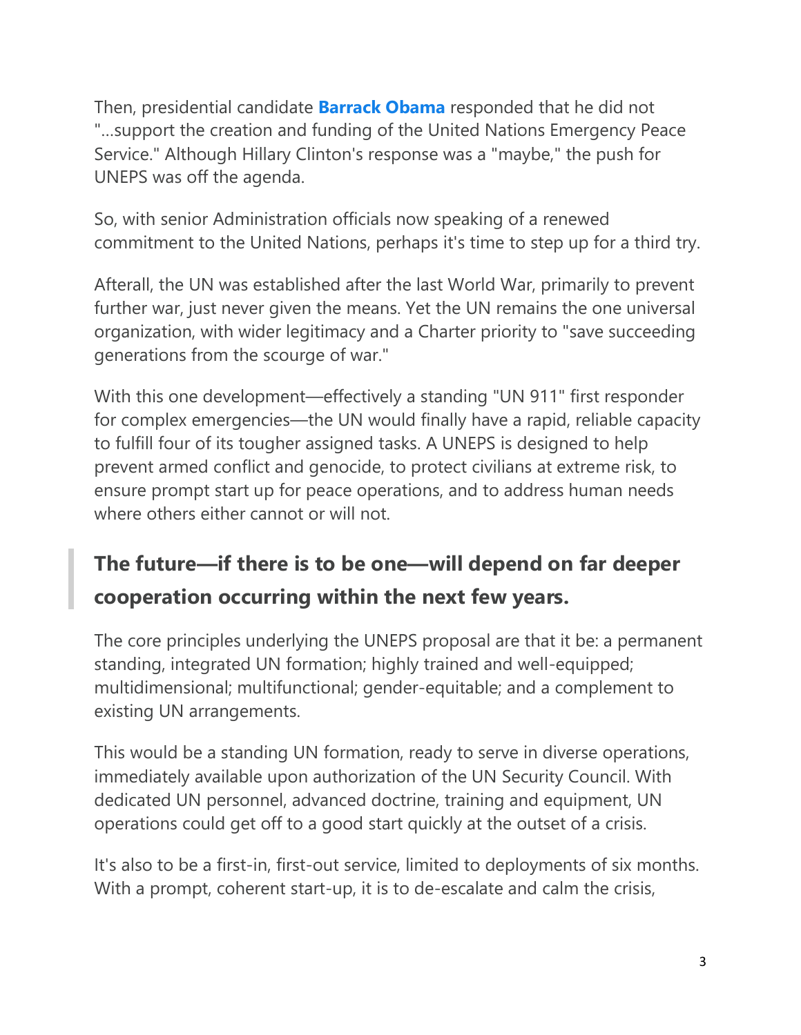Then, presidential candidate **Barrack Obama** responded that he did not "...support the creation and funding of the United Nations Emergency Peace Service." Although Hillary Clinton's response was a "maybe," the push for UNEPS was off the agenda.

So, with senior Administration officials now speaking of a renewed commitment to the United Nations, perhaps it's time to step up for a third try.

Afterall, the UN was established after the last World War, primarily to prevent further war, just never given the means. Yet the UN remains the one universal organization, with wider legitimacy and a Charter priority to "save succeeding generations from the scourge of war."

With this one development—effectively a standing "UN 911" first responder for complex emergencies—the UN would finally have a rapid, reliable capacity to fulfill four of its tougher assigned tasks. A UNEPS is designed to help prevent armed conflict and genocide, to protect civilians at extreme risk, to ensure prompt start up for peace operations, and to address human needs where others either cannot or will not.

> **The future—if there is to be one—will depend on far deeper cooperation occurring within the next few years.**

The core principles underlying the UNEPS proposal are that it be: a permanent standing, integrated UN formation; highly trained and well-equipped; multidimensional; multifunctional; gender-equitable; and a complement to existing UN arrangements.

This would be a standing UN formation, ready to serve in diverse operations, immediately available upon authorization of the UN Security Council. With dedicated UN personnel, advanced doctrine, training and equipment, UN operations could get off to a good start quickly at the outset of a crisis.

It's also to be a first-in, first-out service, limited to deployments of six months. With a prompt, coherent start-up, it is to de-escalate and calm the crisis,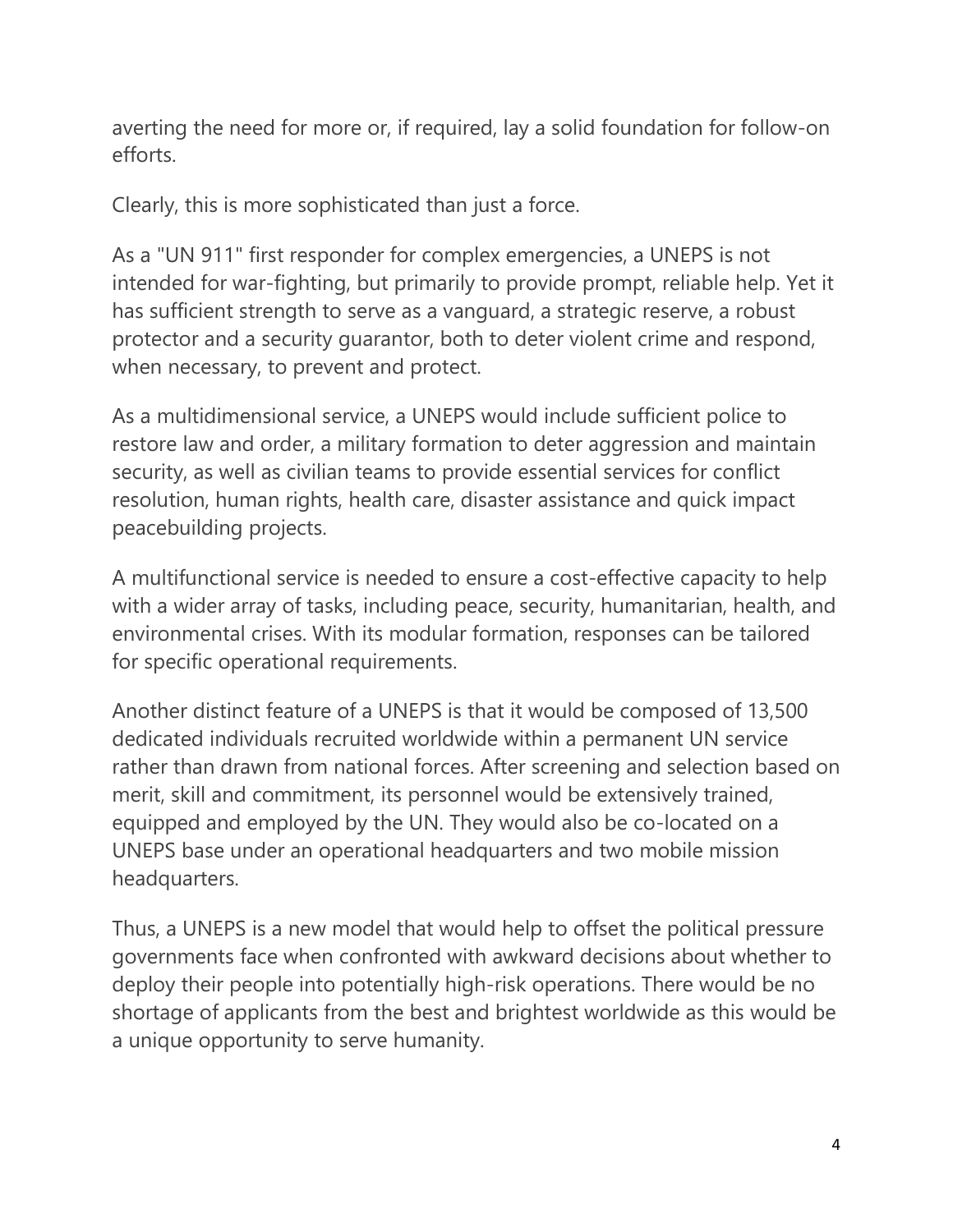averting the need for more or, if required, lay a solid foundation for follow-on efforts.

Clearly, this is more sophisticated than just a force.

As a "UN 911" first responder for complex emergencies, a UNEPS is not intended for war-fighting, but primarily to provide prompt, reliable help. Yet it has sufficient strength to serve as a vanguard, a strategic reserve, a robust protector and a security guarantor, both to deter violent crime and respond, when necessary, to prevent and protect.

As a multidimensional service, a UNEPS would include sufficient police to restore law and order, a military formation to deter aggression and maintain security, as well as civilian teams to provide essential services for conflict resolution, human rights, health care, disaster assistance and quick impact peacebuilding projects.

A multifunctional service is needed to ensure a cost-effective capacity to help with a wider array of tasks, including peace, security, humanitarian, health, and environmental crises. With its modular formation, responses can be tailored for specific operational requirements.

Another distinct feature of a UNEPS is that it would be composed of 13,500 dedicated individuals recruited worldwide within a permanent UN service rather than drawn from national forces. After screening and selection based on merit, skill and commitment, its personnel would be extensively trained, equipped and employed by the UN. They would also be co-located on a UNEPS base under an operational headquarters and two mobile mission headquarters.

Thus, a UNEPS is a new model that would help to offset the political pressure governments face when confronted with awkward decisions about whether to deploy their people into potentially high-risk operations. There would be no shortage of applicants from the best and brightest worldwide as this would be a unique opportunity to serve humanity.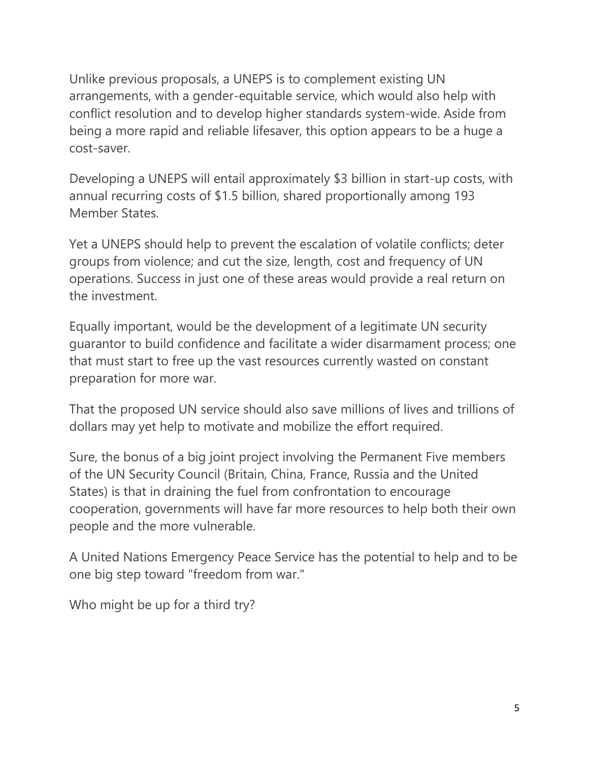Unlike previous proposals, a UNEPS is to complement existing UN arrangements, with a gender-equitable service, which would also help with conflict resolution and to develop higher standards system-wide. Aside from being a more rapid and reliable lifesaver, this option appears to be a huge a cost-saver.

Developing a UNEPS will entail approximately $3 billion in start-up costs, with annual recurring costs of $1.5 billion, shared proportionally among 193 Member States.

Yet a UNEPS should help to prevent the escalation of volatile conflicts; deter groups from violence; and cut the size, length, cost and frequency of UN operations. Success in just one of these areas would provide a real return on the investment.

Equally important, would be the development of a legitimate UN security guarantor to build confidence and facilitate a wider disarmament process; one that must start to free up the vast resources currently wasted on constant preparation for more war.

That the proposed UN service should also save millions of lives and trillions of dollars may yet help to motivate and mobilize the effort required.

Sure, the bonus of a big joint project involving the Permanent Five members of the UN Security Council (Britain, China, France, Russia and the United States) is that in draining the fuel from confrontation to encourage cooperation, governments will have far more resources to help both their own people and the more vulnerable.

A United Nations Emergency Peace Service has the potential to help and to be one big step toward "freedom from war."

Who might be up for a third try?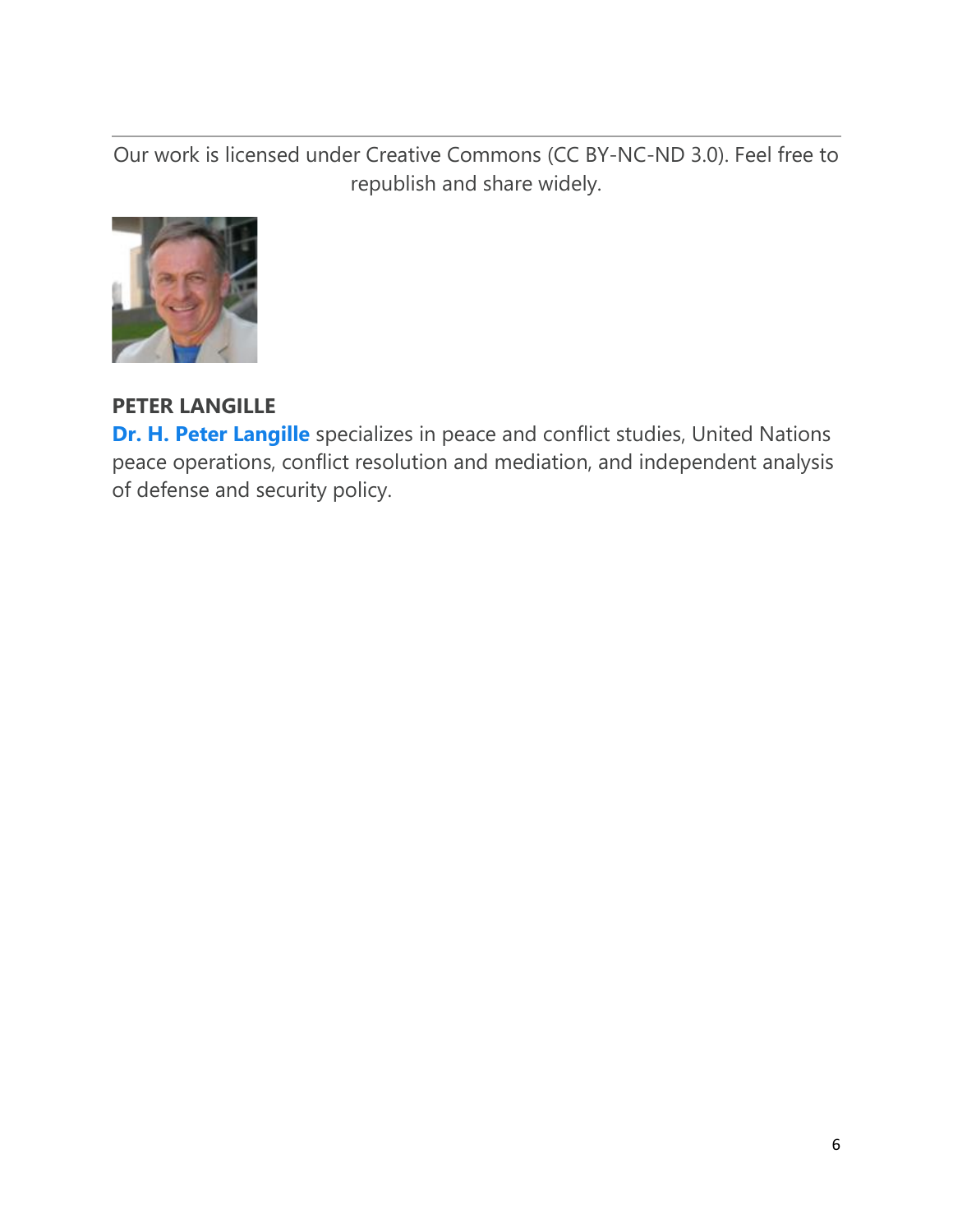---

Our work is licensed under Creative Commons (CC BY-NC-ND 3.0). Feel free to republish and share widely.

**PETER LANGILLE**

**Dr. H. Peter Langille** specializes in peace and conflict studies, United Nations peace operations, conflict resolution and mediation, and independent analysis of defense and security policy.